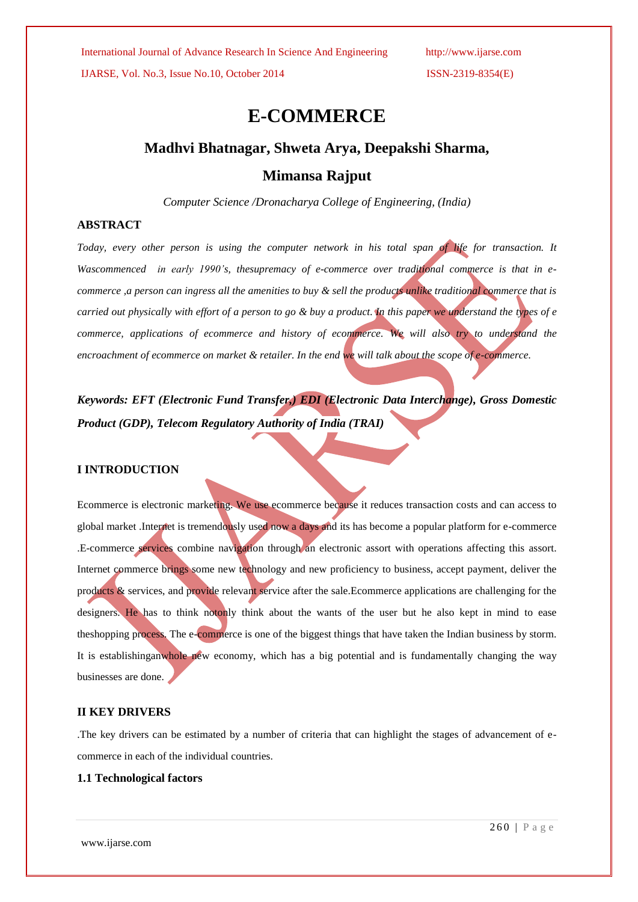# E-COMMERCE

## Madhvi Bhatnagar, Shweta Arya, Deepakshi Sharma, Mimansa Rajput

*Computer Science /Dronacharya College of Engineering, (India)*

### ABSTRACT

*Today, every other person is using the computer network in his total span of life for transaction. It Wascommenced in early 1990's, thesupremacy of e-commerce over traditional commerce is that in e-commerce ,a person can ingress all the amenities to buy & sell the products unlike traditional commerce that is carried out physically with effort of a person to go & buy a product. In this paper we understand the types of e commerce, applications of ecommerce and history of ecommerce. We will also try to understand the encroachment of ecommerce on market & retailer. In the end we will talk about the scope of e-commerce.*

***Keywords: EFT (Electronic Fund Transfer,) EDI (Electronic Data Interchange), Gross Domestic Product (GDP), Telecom Regulatory Authority of India (TRAI)***

### I INTRODUCTION

Ecommerce is electronic marketing. We use ecommerce because it reduces transaction costs and can access to global market .Internet is tremendously used now a days and its has become a popular platform for e-commerce .E-commerce services combine navigation through an electronic assort with operations affecting this assort. Internet commerce brings some new technology and new proficiency to business, accept payment, deliver the products & services, and provide relevant service after the sale.Ecommerce applications are challenging for the designers. He has to think notonly think about the wants of the user but he also kept in mind to ease theshopping process. The e-commerce is one of the biggest things that have taken the Indian business by storm. It is establishinganwhole new economy, which has a big potential and is fundamentally changing the way businesses are done.

### II KEY DRIVERS

.The key drivers can be estimated by a number of criteria that can highlight the stages of advancement of e-commerce in each of the individual countries.

#### 1.1 Technological factors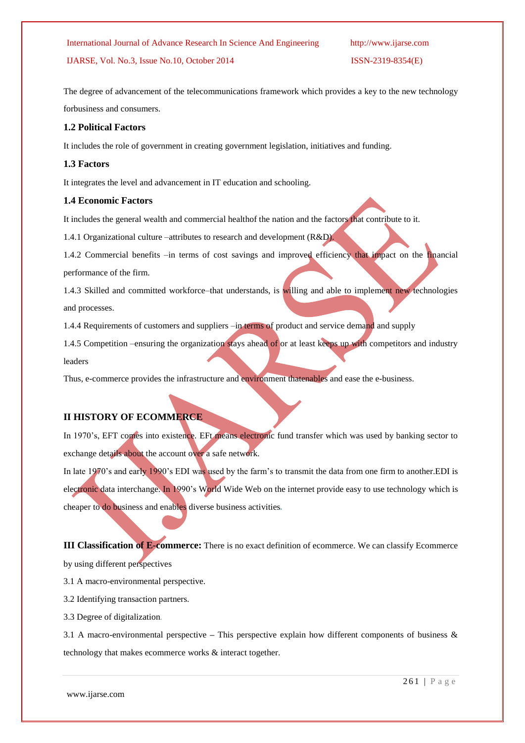The degree of advancement of the telecommunications framework which provides a key to the new technology forbusiness and consumers.

### 1.2 Political Factors

It includes the role of government in creating government legislation, initiatives and funding.

### 1.3 Factors

It integrates the level and advancement in IT education and schooling.

### 1.4 Economic Factors

It includes the general wealth and commercial healthof the nation and the factors that contribute to it.

1.4.1 Organizational culture –attributes to research and development (R&D).

1.4.2 Commercial benefits –in terms of cost savings and improved efficiency that impact on the financial performance of the firm.

1.4.3 Skilled and committed workforce–that understands, is willing and able to implement new technologies and processes.

1.4.4 Requirements of customers and suppliers –in terms of product and service demand and supply

1.4.5 Competition –ensuring the organization stays ahead of or at least keeps up with competitors and industry leaders

Thus, e-commerce provides the infrastructure and environment thatenables and ease the e-business.

## II HISTORY OF ECOMMERCE

In 1970's, EFT comes into existence. EFt means electronic fund transfer which was used by banking sector to exchange details about the account over a safe network.

In late 1970's and early 1990's EDI was used by the farm's to transmit the data from one firm to another.EDI is electronic data interchange. In 1990's World Wide Web on the internet provide easy to use technology which is cheaper to do business and enables diverse business activities.

**III Classification of E-commerce:** There is no exact definition of ecommerce. We can classify Ecommerce by using different perspectives

3.1 A macro-environmental perspective.

3.2 Identifying transaction partners.

3.3 Degree of digitalization.

3.1 A macro-environmental perspective – This perspective explain how different components of business & technology that makes ecommerce works & interact together.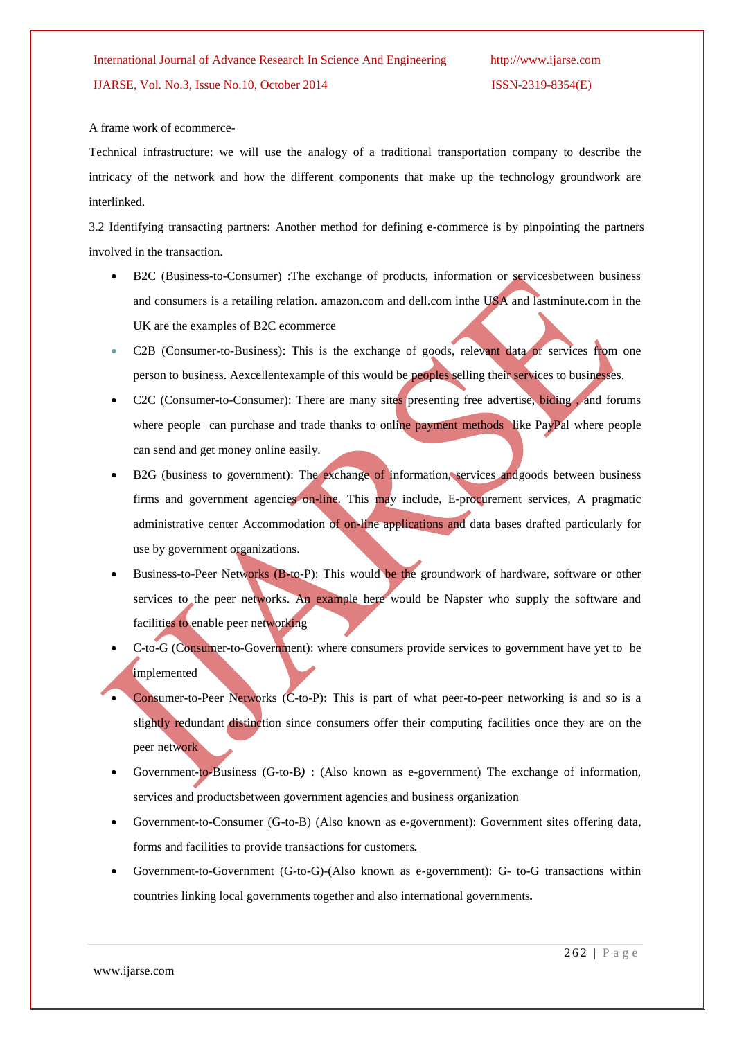A frame work of ecommerce-

Technical infrastructure: we will use the analogy of a traditional transportation company to describe the intricacy of the network and how the different components that make up the technology groundwork are interlinked.

3.2 Identifying transacting partners: Another method for defining e-commerce is by pinpointing the partners involved in the transaction.

- B2C (Business-to-Consumer) :The exchange of products, information or servicesbetween business and consumers is a retailing relation. amazon.com and dell.com inthe USA and lastminute.com in the UK are the examples of B2C ecommerce
- C2B (Consumer-to-Business): This is the exchange of goods, relevant data or services from one person to business. Aexcellentexample of this would be peoples selling their services to businesses.
- C2C (Consumer-to-Consumer): There are many sites presenting free advertise, biding , and forums where people can purchase and trade thanks to online payment methods like PayPal where people can send and get money online easily.
- B2G (business to government): The exchange of information, services andgoods between business firms and government agencies on-line. This may include, E-procurement services, A pragmatic administrative center Accommodation of on-line applications and data bases drafted particularly for use by government organizations.
- Business-to-Peer Networks (B-to-P): This would be the groundwork of hardware, software or other services to the peer networks. An example here would be Napster who supply the software and facilities to enable peer networking
- C-to-G (Consumer-to-Government): where consumers provide services to government have yet to be implemented
- Consumer-to-Peer Networks (C-to-P): This is part of what peer-to-peer networking is and so is a slightly redundant distinction since consumers offer their computing facilities once they are on the peer network
- Government-to-Business (G-to-B*)* : (Also known as e-government) The exchange of information, services and productsbetween government agencies and business organization
- Government-to-Consumer (G-to-B) (Also known as e-government): Government sites offering data, forms and facilities to provide transactions for customers**.**
- Government-to-Government (G-to-G)-(Also known as e-government): G- to-G transactions within countries linking local governments together and also international governments**.**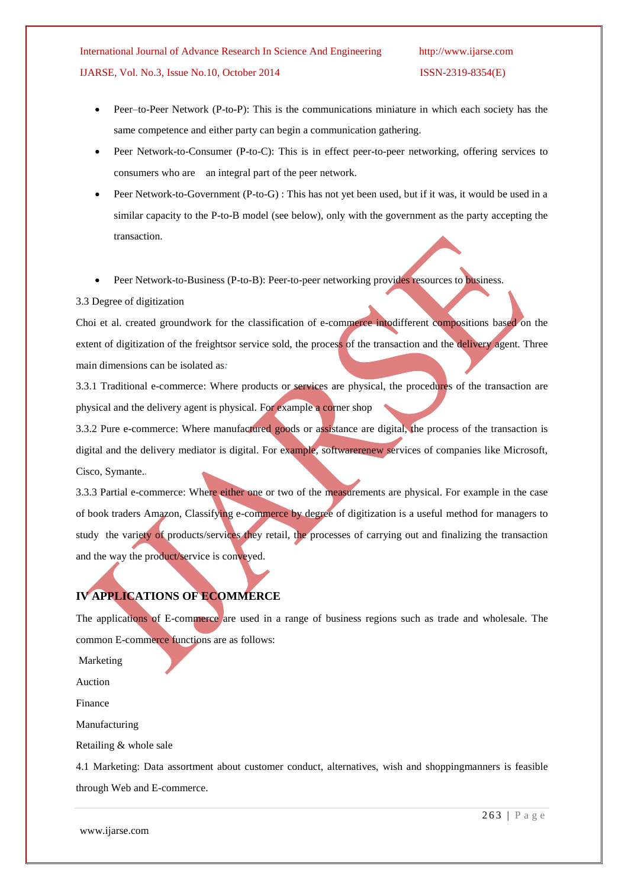- Peer–to-Peer Network (P-to-P): This is the communications miniature in which each society has the same competence and either party can begin a communication gathering.
- Peer Network-to-Consumer (P-to-C): This is in effect peer-to-peer networking, offering services to consumers who are an integral part of the peer network.
- Peer Network-to-Government (P-to-G) : This has not yet been used, but if it was, it would be used in a similar capacity to the P-to-B model (see below), only with the government as the party accepting the transaction.
- Peer Network-to-Business (P-to-B): Peer-to-peer networking provides resources to business.

3.3 Degree of digitization

Choi et al. created groundwork for the classification of e-commerce intodifferent compositions based on the extent of digitization of the freightsor service sold, the process of the transaction and the delivery agent. Three main dimensions can be isolated as:

3.3.1 Traditional e-commerce: Where products or services are physical, the procedures of the transaction are physical and the delivery agent is physical. For example a corner shop

3.3.2 Pure e-commerce: Where manufactured goods or assistance are digital, the process of the transaction is digital and the delivery mediator is digital. For example, softwarerenew services of companies like Microsoft, Cisco, Symante..

3.3.3 Partial e-commerce: Where either one or two of the measurements are physical. For example in the case of book traders Amazon, Classifying e-commerce by degree of digitization is a useful method for managers to study the variety of products/services they retail, the processes of carrying out and finalizing the transaction and the way the product/service is conveyed.

## IV APPLICATIONS OF ECOMMERCE

The applications of E-commerce are used in a range of business regions such as trade and wholesale. The common E-commerce functions are as follows:

Marketing

Auction

Finance

Manufacturing

Retailing & whole sale

4.1 Marketing: Data assortment about customer conduct, alternatives, wish and shoppingmanners is feasible through Web and E-commerce.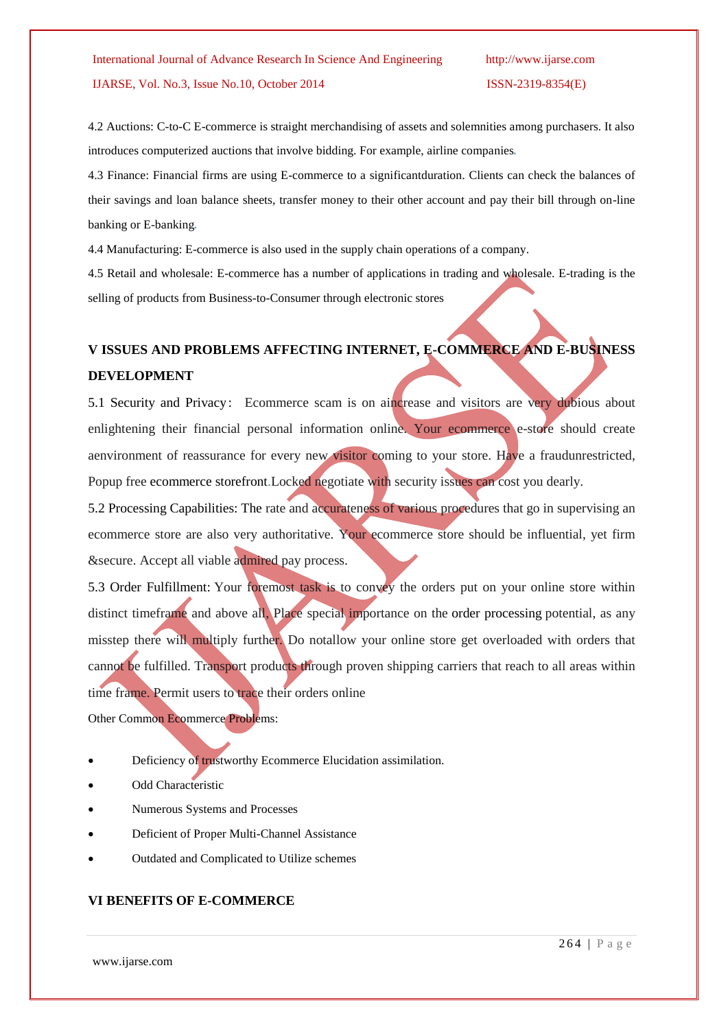4.2 Auctions: C-to-C E-commerce is straight merchandising of assets and solemnities among purchasers. It also introduces computerized auctions that involve bidding. For example, airline companies.

4.3 Finance: Financial firms are using E-commerce to a significantduration. Clients can check the balances of their savings and loan balance sheets, transfer money to their other account and pay their bill through on-line banking or E-banking.

4.4 Manufacturing: E-commerce is also used in the supply chain operations of a company.

4.5 Retail and wholesale: E-commerce has a number of applications in trading and wholesale. E-trading is the selling of products from Business-to-Consumer through electronic stores

## V ISSUES AND PROBLEMS AFFECTING INTERNET, E-COMMERCE AND E-BUSINESS DEVELOPMENT

5.1 Security and Privacy: Ecommerce scam is on aincrease and visitors are very dubious about enlightening their financial personal information online. Your ecommerce e-store should create aenvironment of reassurance for every new visitor coming to your store. Have a fraudunrestricted, Popup free ecommerce storefront.Locked negotiate with security issues can cost you dearly.

5.2 Processing Capabilities: The rate and accurateness of various procedures that go in supervising an ecommerce store are also very authoritative. Your ecommerce store should be influential, yet firm &secure. Accept all viable admired pay process.

5.3 Order Fulfillment: Your foremost task is to convey the orders put on your online store within distinct timeframe and above all, Place special importance on the order processing potential, as any misstep there will multiply further. Do notallow your online store get overloaded with orders that cannot be fulfilled. Transport products through proven shipping carriers that reach to all areas within time frame. Permit users to trace their orders online

Other Common Ecommerce Problems:

- Deficiency of trustworthy Ecommerce Elucidation assimilation.
- Odd Characteristic
- Numerous Systems and Processes
- Deficient of Proper Multi-Channel Assistance
- Outdated and Complicated to Utilize schemes

## VI BENEFITS OF E-COMMERCE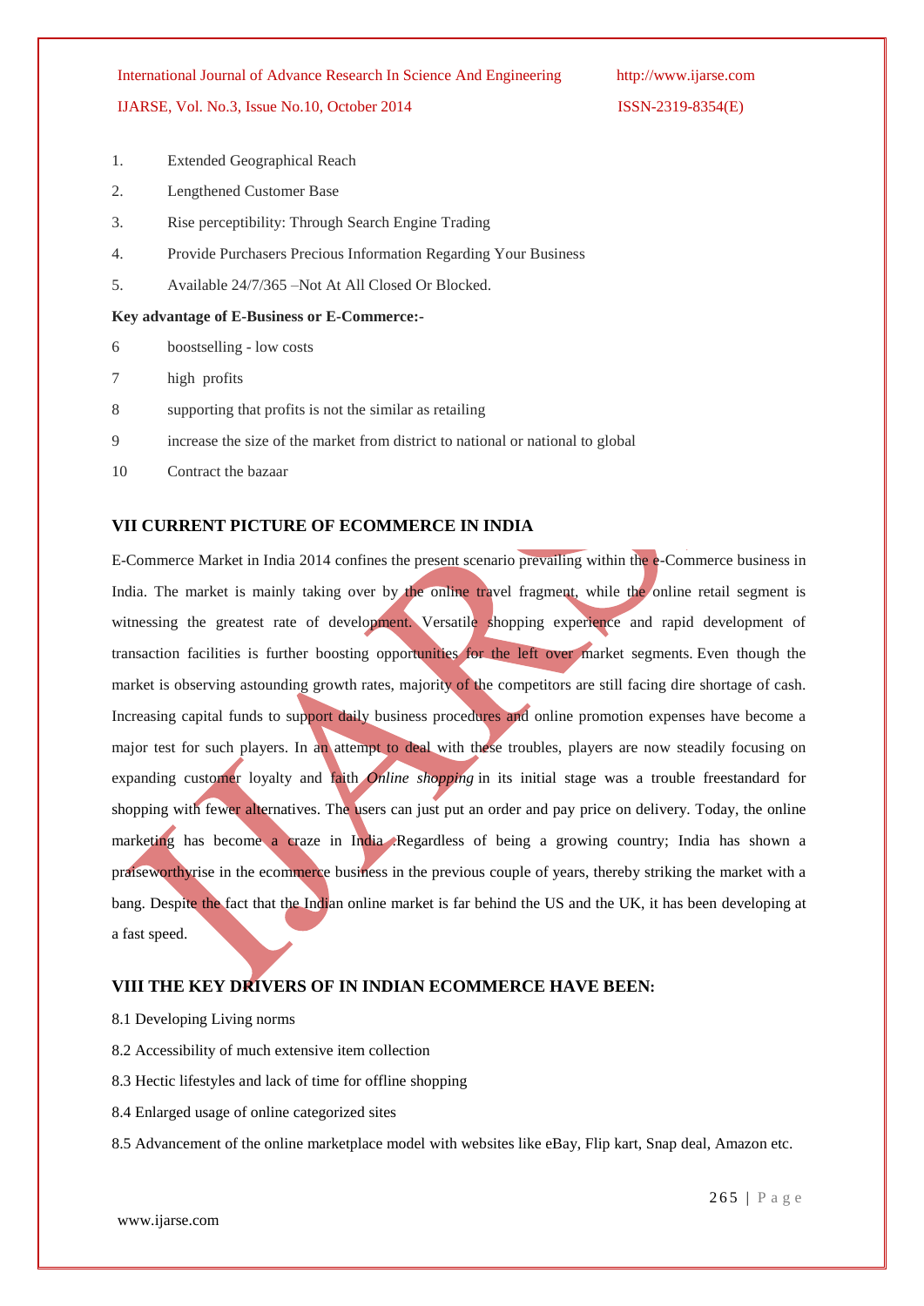1. Extended Geographical Reach
2. Lengthened Customer Base
3. Rise perceptibility: Through Search Engine Trading
4. Provide Purchasers Precious Information Regarding Your Business
5. Available 24/7/365 –Not At All Closed Or Blocked.

**Key advantage of E-Business or E-Commerce:-**

6 boostselling - low costs

7 high profits

8 supporting that profits is not the similar as retailing

9 increase the size of the market from district to national or national to global

10 Contract the bazaar

## VII CURRENT PICTURE OF ECOMMERCE IN INDIA

E-Commerce Market in India 2014 confines the present scenario prevailing within the e-Commerce business in India. The market is mainly taking over by the online travel fragment, while the online retail segment is witnessing the greatest rate of development. Versatile shopping experience and rapid development of transaction facilities is further boosting opportunities for the left over market segments. Even though the market is observing astounding growth rates, majority of the competitors are still facing dire shortage of cash. Increasing capital funds to support daily business procedures and online promotion expenses have become a major test for such players. In an attempt to deal with these troubles, players are now steadily focusing on expanding customer loyalty and faith *Online shopping* in its initial stage was a trouble freestandard for shopping with fewer alternatives. The users can just put an order and pay price on delivery. Today, the online marketing has become a craze in India .Regardless of being a growing country; India has shown a praiseworthyrise in the ecommerce business in the previous couple of years, thereby striking the market with a bang. Despite the fact that the Indian online market is far behind the US and the UK, it has been developing at a fast speed.

## VIII THE KEY DRIVERS OF IN INDIAN ECOMMERCE HAVE BEEN:

8.1 Developing Living norms

8.2 Accessibility of much extensive item collection

8.3 Hectic lifestyles and lack of time for offline shopping

8.4 Enlarged usage of online categorized sites

8.5 Advancement of the online marketplace model with websites like eBay, Flip kart, Snap deal, Amazon etc.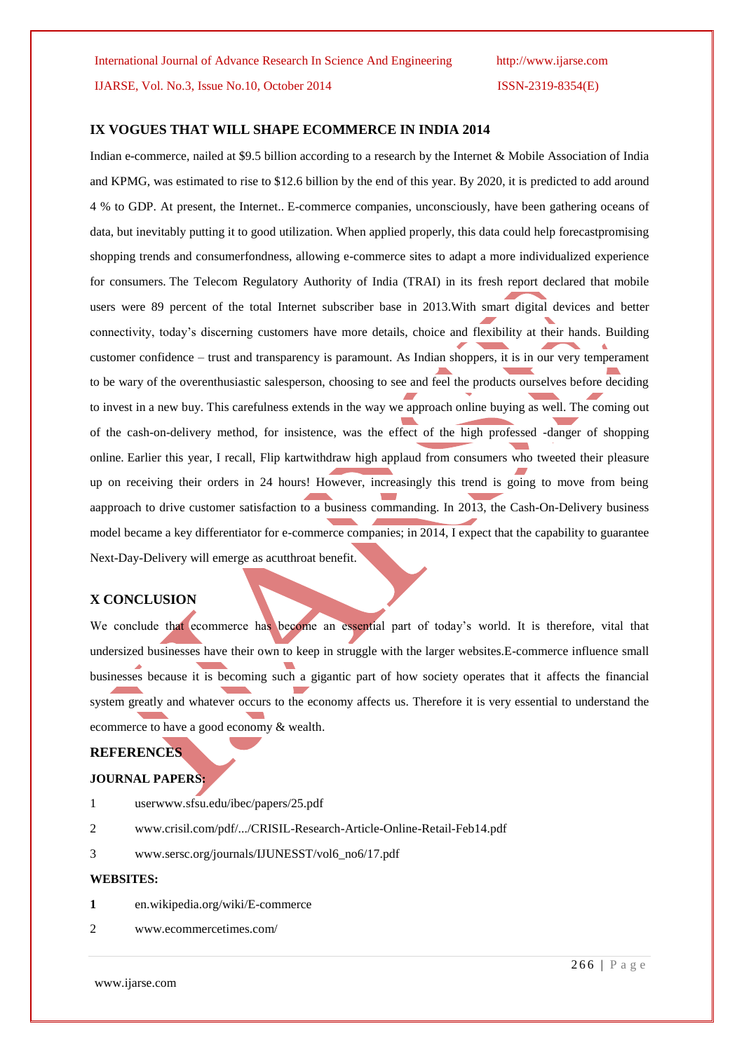## IX VOGUES THAT WILL SHAPE ECOMMERCE IN INDIA 2014

Indian e-commerce, nailed at $9.5 billion according to a research by the Internet & Mobile Association of India and KPMG, was estimated to rise to $12.6 billion by the end of this year. By 2020, it is predicted to add around 4 % to GDP. At present, the Internet.. E-commerce companies, unconsciously, have been gathering oceans of data, but inevitably putting it to good utilization. When applied properly, this data could help forecastpromising shopping trends and consumerfondness, allowing e-commerce sites to adapt a more individualized experience for consumers. The Telecom Regulatory Authority of India (TRAI) in its fresh report declared that mobile users were 89 percent of the total Internet subscriber base in 2013.With smart digital devices and better connectivity, today's discerning customers have more details, choice and flexibility at their hands. Building customer confidence – trust and transparency is paramount. As Indian shoppers, it is in our very temperament to be wary of the overenthusiastic salesperson, choosing to see and feel the products ourselves before deciding to invest in a new buy. This carefulness extends in the way we approach online buying as well. The coming out of the cash-on-delivery method, for insistence, was the effect of the high professed -danger of shopping online. Earlier this year, I recall, Flip kartwithdraw high applaud from consumers who tweeted their pleasure up on receiving their orders in 24 hours! However, increasingly this trend is going to move from being aapproach to drive customer satisfaction to a business commanding. In 2013, the Cash-On-Delivery business model became a key differentiator for e-commerce companies; in 2014, I expect that the capability to guarantee Next-Day-Delivery will emerge as acutthroat benefit.

## X CONCLUSION

We conclude that ecommerce has become an essential part of today's world. It is therefore, vital that undersized businesses have their own to keep in struggle with the larger websites.E-commerce influence small businesses because it is becoming such a gigantic part of how society operates that it affects the financial system greatly and whatever occurs to the economy affects us. Therefore it is very essential to understand the ecommerce to have a good economy & wealth.

## REFERENCES

### JOURNAL PAPERS:

1 userwww.sfsu.edu/ibec/papers/25.pdf

2 www.crisil.com/pdf/.../CRISIL-Research-Article-Online-Retail-Feb14.pdf

3 www.sersc.org/journals/IJUNESST/vol6_no6/17.pdf

### WEBSITES:

**1** en.wikipedia.org/wiki/E-commerce

2 www.ecommercetimes.com/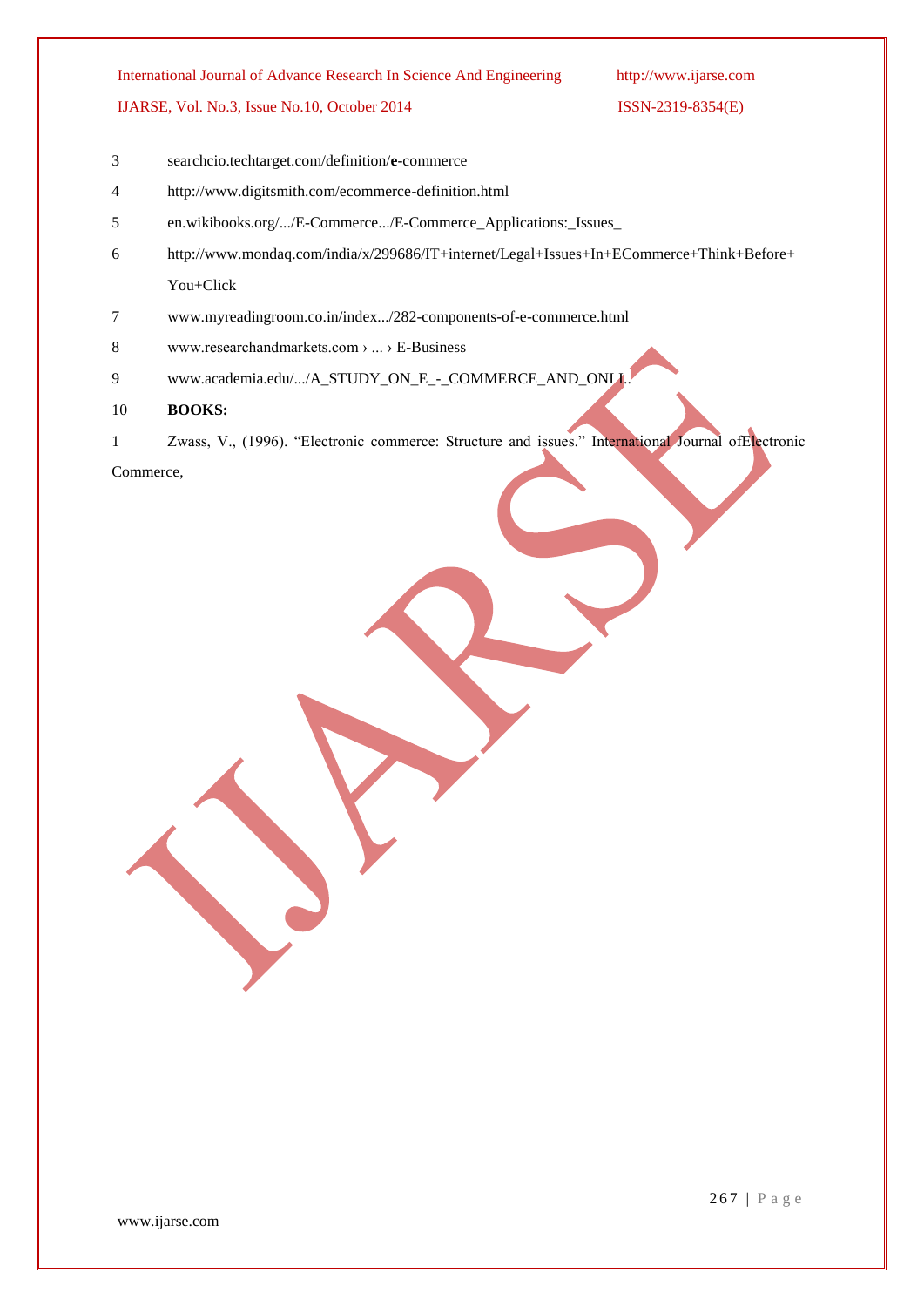3 searchcio.techtarget.com/definition/**e**-commerce

4 http://www.digitsmith.com/ecommerce-definition.html

5 en.wikibooks.org/.../E-Commerce.../E-Commerce_Applications:_Issues_

6 http://www.mondaq.com/india/x/299686/IT+internet/Legal+Issues+In+ECommerce+Think+Before+You+Click

7 www.myreadingroom.co.in/index.../282-components-of-e-commerce.html

8 www.researchandmarkets.com › ... › E-Business

9 www.academia.edu/.../A_STUDY_ON_E_-_COMMERCE_AND_ONLI...

10 **BOOKS:**

1 Zwass, V., (1996). "Electronic commerce: Structure and issues." International Journal ofElectronic Commerce,